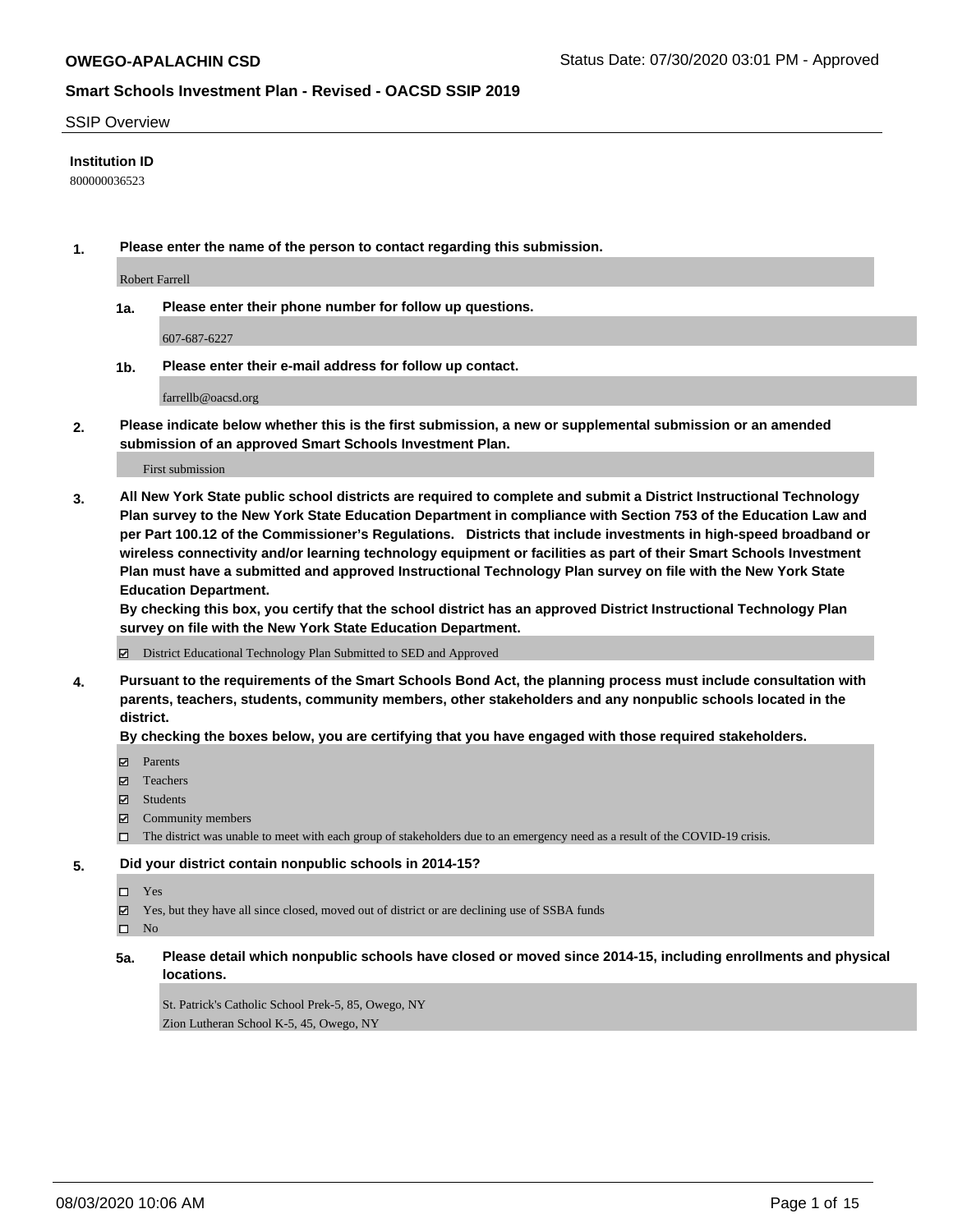**OWEGO-APALACHIN CSD**

Status Date: 07/30/2020 03:01 PM - Approved

## Smart Schools Investment Plan - Revised - OACSD SSIP 2019

SSIP Overview

**Institution ID**

800000036523

**1. Please enter the name of the person to contact regarding this submission.**

Robert Farrell

**1a. Please enter their phone number for follow up questions.**

607-687-6227

**1b. Please enter their e-mail address for follow up contact.**

farrellb@oacsd.org

**2. Please indicate below whether this is the first submission, a new or supplemental submission or an amended submission of an approved Smart Schools Investment Plan.**

First submission

**3. All New York State public school districts are required to complete and submit a District Instructional Technology Plan survey to the New York State Education Department in compliance with Section 753 of the Education Law and per Part 100.12 of the Commissioner's Regulations. Districts that include investments in high-speed broadband or wireless connectivity and/or learning technology equipment or facilities as part of their Smart Schools Investment Plan must have a submitted and approved Instructional Technology Plan survey on file with the New York State Education Department.**

**By checking this box, you certify that the school district has an approved District Instructional Technology Plan survey on file with the New York State Education Department.**

☑ District Educational Technology Plan Submitted to SED and Approved

**4. Pursuant to the requirements of the Smart Schools Bond Act, the planning process must include consultation with parents, teachers, students, community members, other stakeholders and any nonpublic schools located in the district.**

**By checking the boxes below, you are certifying that you have engaged with those required stakeholders.**

☑ Parents

☑ Teachers

☑ Students

☑ Community members

☐ The district was unable to meet with each group of stakeholders due to an emergency need as a result of the COVID-19 crisis.

**5. Did your district contain nonpublic schools in 2014-15?**

☐ Yes

☑ Yes, but they have all since closed, moved out of district or are declining use of SSBA funds

☐ No

**5a. Please detail which nonpublic schools have closed or moved since 2014-15, including enrollments and physical locations.**

St. Patrick's Catholic School Prek-5, 85, Owego, NY

Zion Lutheran School K-5, 45, Owego, NY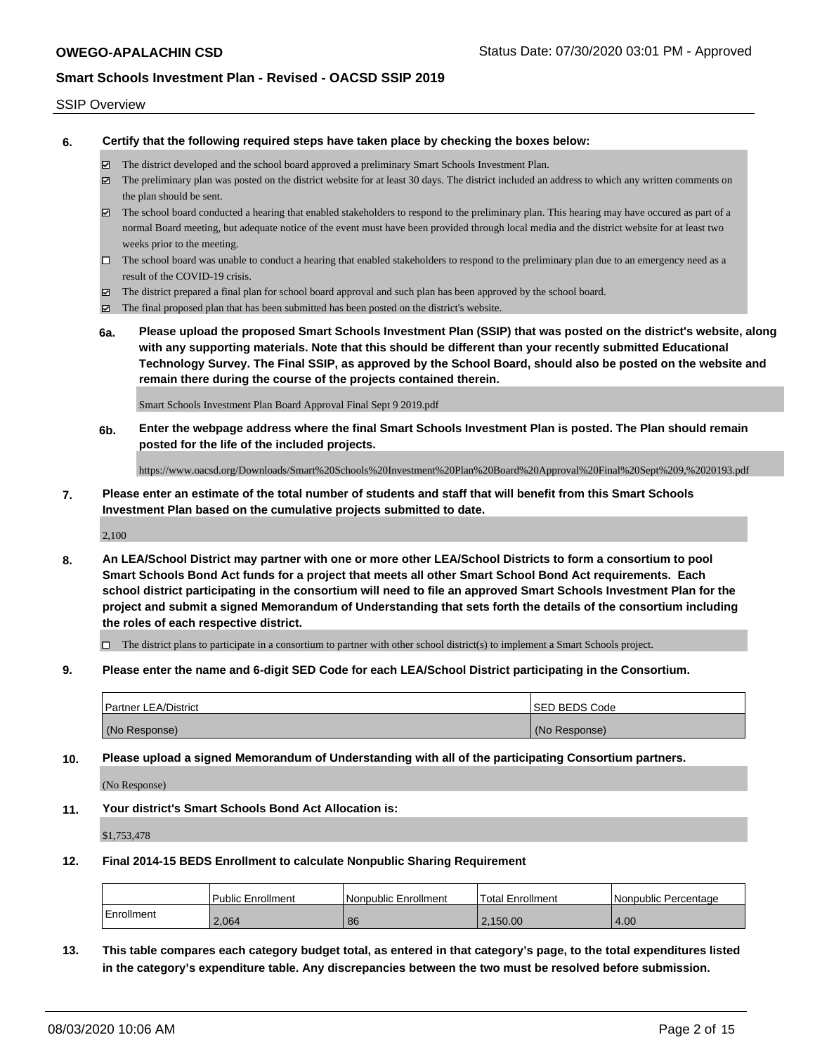SSIP Overview

**6. Certify that the following required steps have taken place by checking the boxes below:**

- ☑ The district developed and the school board approved a preliminary Smart Schools Investment Plan.
- ☑ The preliminary plan was posted on the district website for at least 30 days. The district included an address to which any written comments on the plan should be sent.
- ☑ The school board conducted a hearing that enabled stakeholders to respond to the preliminary plan. This hearing may have occured as part of a normal Board meeting, but adequate notice of the event must have been provided through local media and the district website for at least two weeks prior to the meeting.
- ☐ The school board was unable to conduct a hearing that enabled stakeholders to respond to the preliminary plan due to an emergency need as a result of the COVID-19 crisis.
- ☑ The district prepared a final plan for school board approval and such plan has been approved by the school board.
- ☑ The final proposed plan that has been submitted has been posted on the district's website.

**6a. Please upload the proposed Smart Schools Investment Plan (SSIP) that was posted on the district's website, along with any supporting materials. Note that this should be different than your recently submitted Educational Technology Survey. The Final SSIP, as approved by the School Board, should also be posted on the website and remain there during the course of the projects contained therein.**

Smart Schools Investment Plan Board Approval Final Sept 9 2019.pdf

**6b. Enter the webpage address where the final Smart Schools Investment Plan is posted. The Plan should remain posted for the life of the included projects.**

https://www.oacsd.org/Downloads/Smart%20Schools%20Investment%20Plan%20Board%20Approval%20Final%20Sept%209,%2020193.pdf

**7. Please enter an estimate of the total number of students and staff that will benefit from this Smart Schools Investment Plan based on the cumulative projects submitted to date.**

2,100

**8. An LEA/School District may partner with one or more other LEA/School Districts to form a consortium to pool Smart Schools Bond Act funds for a project that meets all other Smart School Bond Act requirements. Each school district participating in the consortium will need to file an approved Smart Schools Investment Plan for the project and submit a signed Memorandum of Understanding that sets forth the details of the consortium including the roles of each respective district.**

- ☐ The district plans to participate in a consortium to partner with other school district(s) to implement a Smart Schools project.

**9. Please enter the name and 6-digit SED Code for each LEA/School District participating in the Consortium.**

| Partner LEA/District | SED BEDS Code |
|---|---|
| (No Response) | (No Response) |

**10. Please upload a signed Memorandum of Understanding with all of the participating Consortium partners.**

(No Response)

**11. Your district's Smart Schools Bond Act Allocation is:**

$1,753,478

**12. Final 2014-15 BEDS Enrollment to calculate Nonpublic Sharing Requirement**

| | Public Enrollment | Nonpublic Enrollment | Total Enrollment | Nonpublic Percentage |
|---|---|---|---|---|
| Enrollment | 2,064 | 86 | 2,150.00 | 4.00 |

**13. This table compares each category budget total, as entered in that category's page, to the total expenditures listed in the category's expenditure table. Any discrepancies between the two must be resolved before submission.**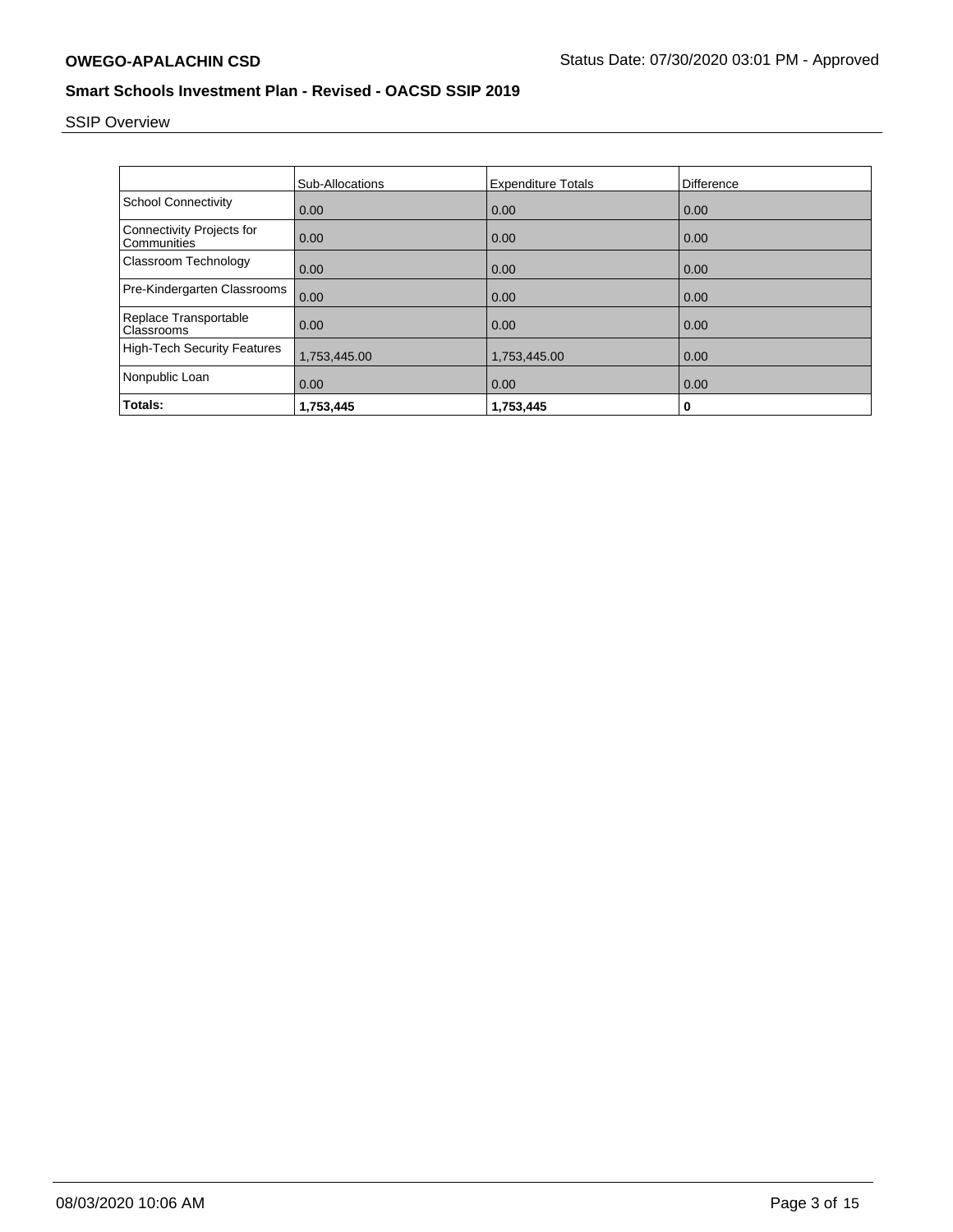SSIP Overview

|  | Sub-Allocations | Expenditure Totals | Difference |
| --- | --- | --- | --- |
| School Connectivity | 0.00 | 0.00 | 0.00 |
| Connectivity Projects for Communities | 0.00 | 0.00 | 0.00 |
| Classroom Technology | 0.00 | 0.00 | 0.00 |
| Pre-Kindergarten Classrooms | 0.00 | 0.00 | 0.00 |
| Replace Transportable Classrooms | 0.00 | 0.00 | 0.00 |
| High-Tech Security Features | 1,753,445.00 | 1,753,445.00 | 0.00 |
| Nonpublic Loan | 0.00 | 0.00 | 0.00 |
| **Totals:** | **1,753,445** | **1,753,445** | **0** |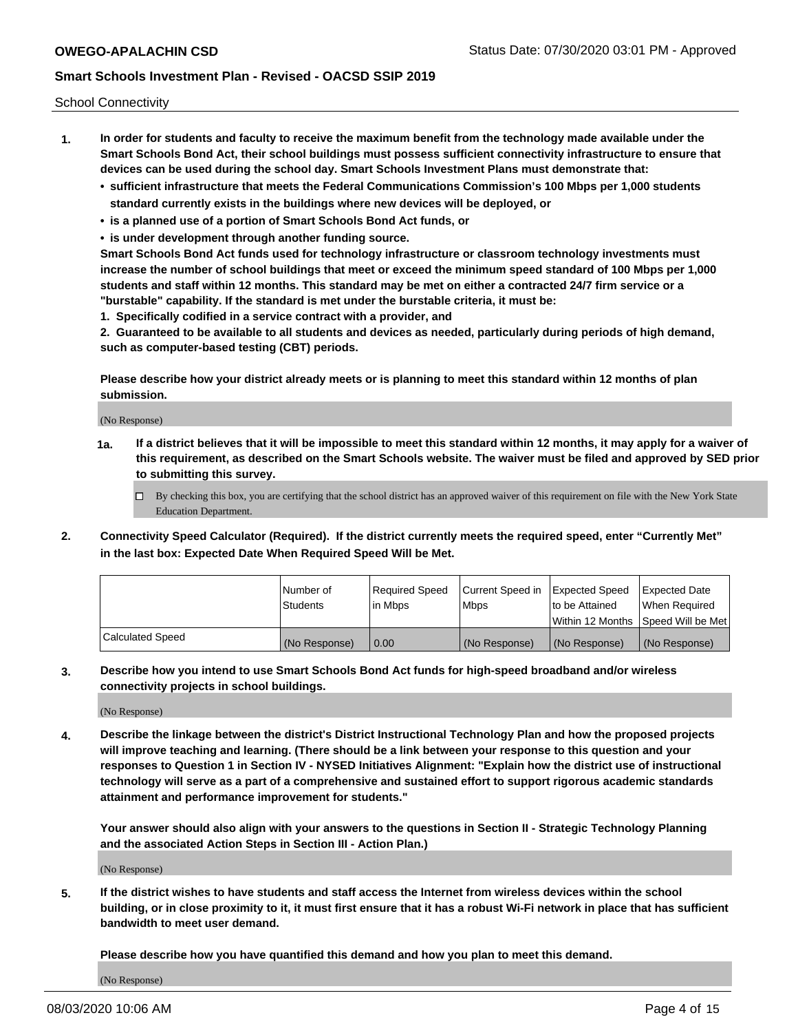School Connectivity

1. **In order for students and faculty to receive the maximum benefit from the technology made available under the Smart Schools Bond Act, their school buildings must possess sufficient connectivity infrastructure to ensure that devices can be used during the school day. Smart Schools Investment Plans must demonstrate that:**
   - **sufficient infrastructure that meets the Federal Communications Commission's 100 Mbps per 1,000 students standard currently exists in the buildings where new devices will be deployed, or**
   - **is a planned use of a portion of Smart Schools Bond Act funds, or**
   - **is under development through another funding source.**

   **Smart Schools Bond Act funds used for technology infrastructure or classroom technology investments must increase the number of school buildings that meet or exceed the minimum speed standard of 100 Mbps per 1,000 students and staff within 12 months. This standard may be met on either a contracted 24/7 firm service or a "burstable" capability. If the standard is met under the burstable criteria, it must be:**

   **1. Specifically codified in a service contract with a provider, and**

   **2. Guaranteed to be available to all students and devices as needed, particularly during periods of high demand, such as computer-based testing (CBT) periods.**

   **Please describe how your district already meets or is planning to meet this standard within 12 months of plan submission.**

   (No Response)

   **1a. If a district believes that it will be impossible to meet this standard within 12 months, it may apply for a waiver of this requirement, as described on the Smart Schools website. The waiver must be filed and approved by SED prior to submitting this survey.**

   ☐ By checking this box, you are certifying that the school district has an approved waiver of this requirement on file with the New York State Education Department.

2. **Connectivity Speed Calculator (Required). If the district currently meets the required speed, enter "Currently Met" in the last box: Expected Date When Required Speed Will be Met.**

| | Number of Students | Required Speed in Mbps | Current Speed in Mbps | Expected Speed to be Attained Within 12 Months | Expected Date When Required Speed Will be Met |
|---|---|---|---|---|---|
| Calculated Speed | (No Response) | 0.00 | (No Response) | (No Response) | (No Response) |

3. **Describe how you intend to use Smart Schools Bond Act funds for high-speed broadband and/or wireless connectivity projects in school buildings.**

   (No Response)

4. **Describe the linkage between the district's District Instructional Technology Plan and how the proposed projects will improve teaching and learning. (There should be a link between your response to this question and your responses to Question 1 in Section IV - NYSED Initiatives Alignment: "Explain how the district use of instructional technology will serve as a part of a comprehensive and sustained effort to support rigorous academic standards attainment and performance improvement for students."**

   **Your answer should also align with your answers to the questions in Section II - Strategic Technology Planning and the associated Action Steps in Section III - Action Plan.)**

   (No Response)

5. **If the district wishes to have students and staff access the Internet from wireless devices within the school building, or in close proximity to it, it must first ensure that it has a robust Wi-Fi network in place that has sufficient bandwidth to meet user demand.**

   **Please describe how you have quantified this demand and how you plan to meet this demand.**

   (No Response)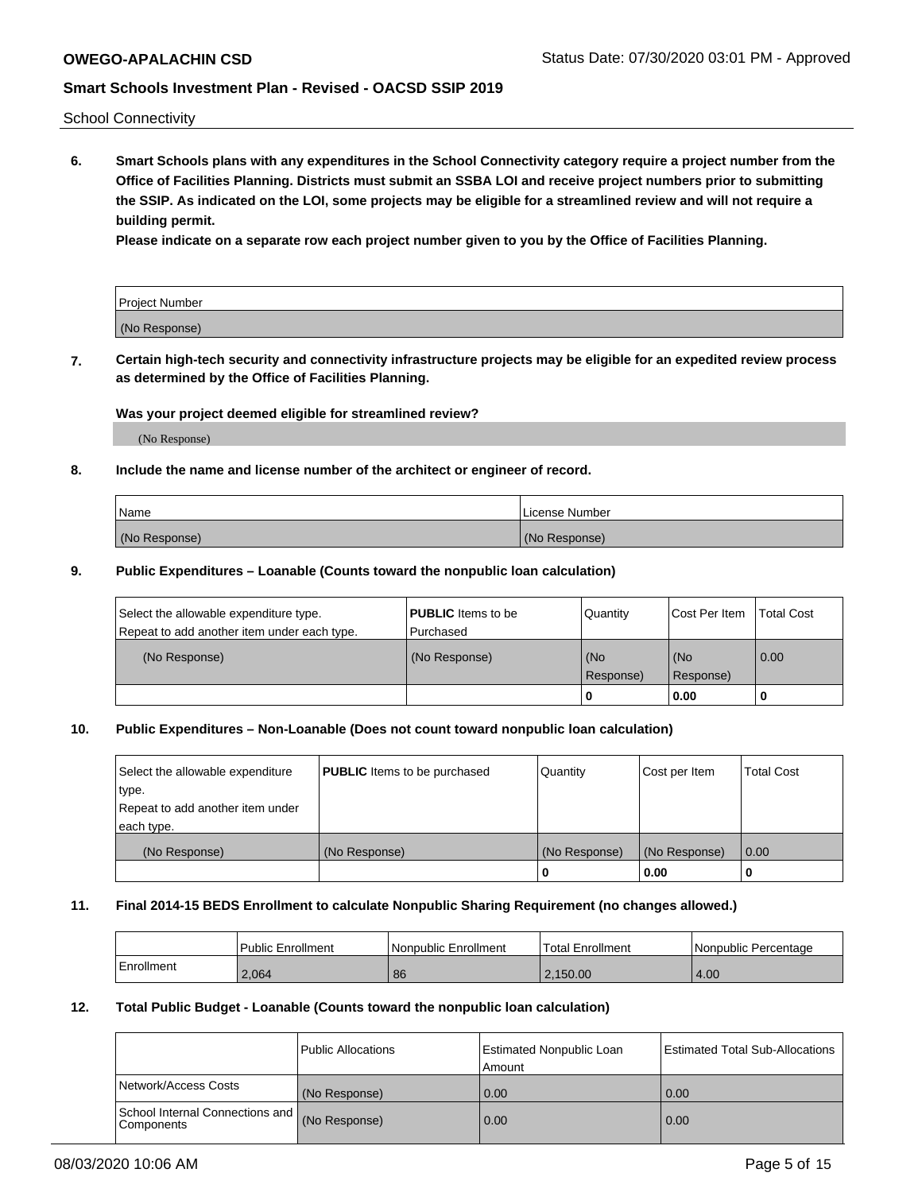School Connectivity

**6. Smart Schools plans with any expenditures in the School Connectivity category require a project number from the Office of Facilities Planning. Districts must submit an SSBA LOI and receive project numbers prior to submitting the SSIP. As indicated on the LOI, some projects may be eligible for a streamlined review and will not require a building permit.**

**Please indicate on a separate row each project number given to you by the Office of Facilities Planning.**

| Project Number |
|---|
| (No Response) |

**7. Certain high-tech security and connectivity infrastructure projects may be eligible for an expedited review process as determined by the Office of Facilities Planning.**

**Was your project deemed eligible for streamlined review?**

(No Response)

**8. Include the name and license number of the architect or engineer of record.**

| Name | License Number |
|---|---|
| (No Response) | (No Response) |

**9. Public Expenditures – Loanable (Counts toward the nonpublic loan calculation)**

| Select the allowable expenditure type. Repeat to add another item under each type. | **PUBLIC** Items to be Purchased | Quantity | Cost Per Item | Total Cost |
|---|---|---|---|---|
| (No Response) | (No Response) | (No Response) | (No Response) | 0.00 |
| | | **0** | **0.00** | **0** |

**10. Public Expenditures – Non-Loanable (Does not count toward nonpublic loan calculation)**

| Select the allowable expenditure type. Repeat to add another item under each type. | **PUBLIC** Items to be purchased | Quantity | Cost per Item | Total Cost |
|---|---|---|---|---|
| (No Response) | (No Response) | (No Response) | (No Response) | 0.00 |
| | | **0** | **0.00** | **0** |

**11. Final 2014-15 BEDS Enrollment to calculate Nonpublic Sharing Requirement (no changes allowed.)**

| | Public Enrollment | Nonpublic Enrollment | Total Enrollment | Nonpublic Percentage |
|---|---|---|---|---|
| Enrollment | 2,064 | 86 | 2,150.00 | 4.00 |

**12. Total Public Budget - Loanable (Counts toward the nonpublic loan calculation)**

| | Public Allocations | Estimated Nonpublic Loan Amount | Estimated Total Sub-Allocations |
|---|---|---|---|
| Network/Access Costs | (No Response) | 0.00 | 0.00 |
| School Internal Connections and Components | (No Response) | 0.00 | 0.00 |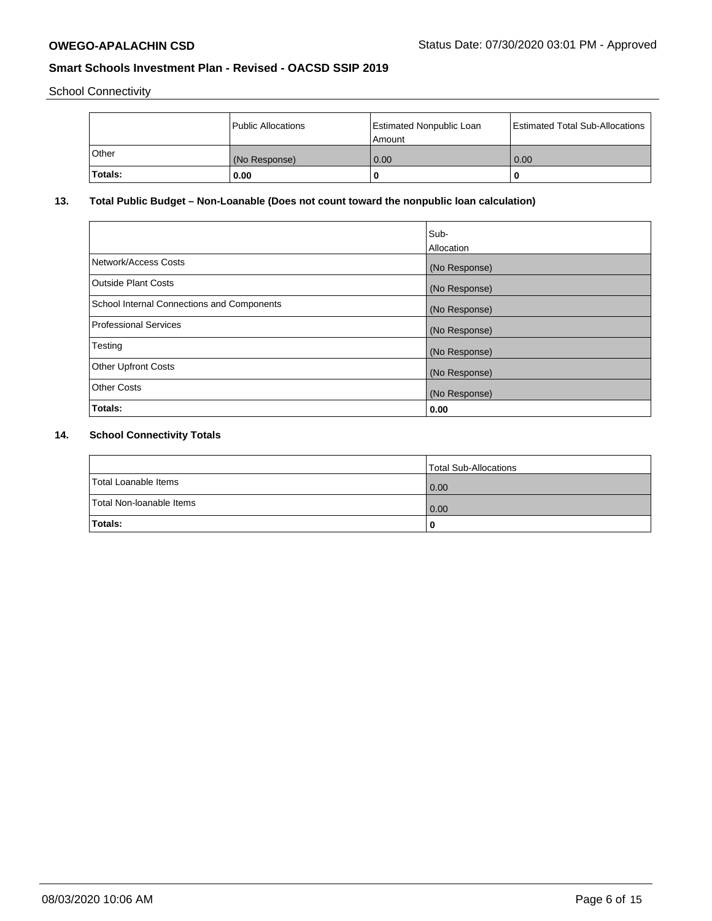School Connectivity

| | Public Allocations | Estimated Nonpublic Loan Amount | Estimated Total Sub-Allocations |
|---|---|---|---|
| Other | (No Response) | 0.00 | 0.00 |
| **Totals:** | **0.00** | **0** | **0** |

## 13. Total Public Budget – Non-Loanable (Does not count toward the nonpublic loan calculation)

| | Sub-Allocation |
|---|---|
| Network/Access Costs | (No Response) |
| Outside Plant Costs | (No Response) |
| School Internal Connections and Components | (No Response) |
| Professional Services | (No Response) |
| Testing | (No Response) |
| Other Upfront Costs | (No Response) |
| Other Costs | (No Response) |
| **Totals:** | **0.00** |

## 14. School Connectivity Totals

| | Total Sub-Allocations |
|---|---|
| Total Loanable Items | 0.00 |
| Total Non-loanable Items | 0.00 |
| **Totals:** | **0** |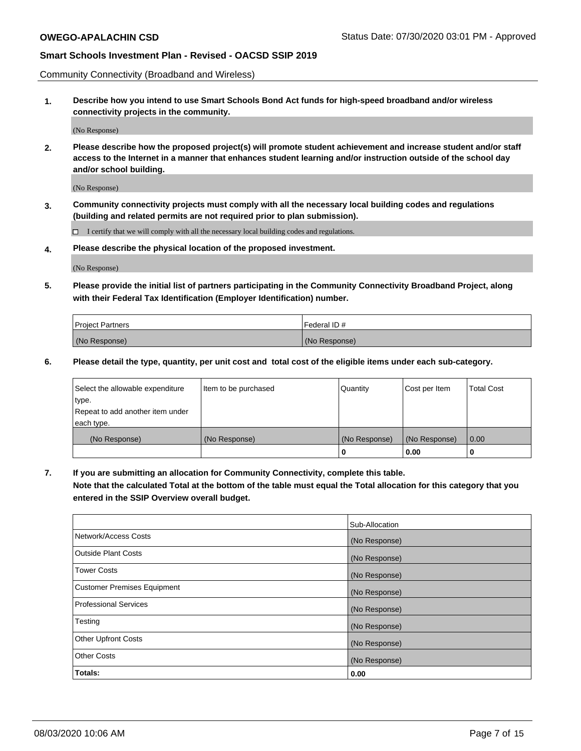Community Connectivity (Broadband and Wireless)

**1. Describe how you intend to use Smart Schools Bond Act funds for high-speed broadband and/or wireless connectivity projects in the community.**

(No Response)

**2. Please describe how the proposed project(s) will promote student achievement and increase student and/or staff access to the Internet in a manner that enhances student learning and/or instruction outside of the school day and/or school building.**

(No Response)

**3. Community connectivity projects must comply with all the necessary local building codes and regulations (building and related permits are not required prior to plan submission).**

☐ I certify that we will comply with all the necessary local building codes and regulations.

**4. Please describe the physical location of the proposed investment.**

(No Response)

**5. Please provide the initial list of partners participating in the Community Connectivity Broadband Project, along with their Federal Tax Identification (Employer Identification) number.**

| Project Partners | Federal ID # |
|---|---|
| (No Response) | (No Response) |

**6. Please detail the type, quantity, per unit cost and total cost of the eligible items under each sub-category.**

| Select the allowable expenditure type. Repeat to add another item under each type. | Item to be purchased | Quantity | Cost per Item | Total Cost |
|---|---|---|---|---|
| (No Response) | (No Response) | (No Response) | (No Response) | 0.00 |
| | | **0** | **0.00** | **0** |

**7. If you are submitting an allocation for Community Connectivity, complete this table. Note that the calculated Total at the bottom of the table must equal the Total allocation for this category that you entered in the SSIP Overview overall budget.**

| | Sub-Allocation |
|---|---|
| Network/Access Costs | (No Response) |
| Outside Plant Costs | (No Response) |
| Tower Costs | (No Response) |
| Customer Premises Equipment | (No Response) |
| Professional Services | (No Response) |
| Testing | (No Response) |
| Other Upfront Costs | (No Response) |
| Other Costs | (No Response) |
| **Totals:** | **0.00** |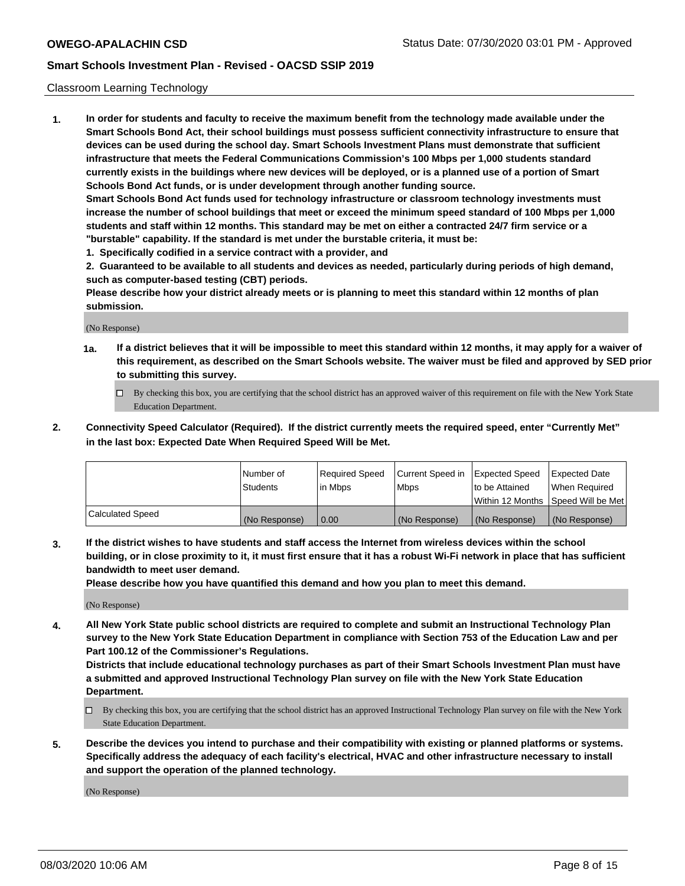Classroom Learning Technology

**1. In order for students and faculty to receive the maximum benefit from the technology made available under the Smart Schools Bond Act, their school buildings must possess sufficient connectivity infrastructure to ensure that devices can be used during the school day. Smart Schools Investment Plans must demonstrate that sufficient infrastructure that meets the Federal Communications Commission's 100 Mbps per 1,000 students standard currently exists in the buildings where new devices will be deployed, or is a planned use of a portion of Smart Schools Bond Act funds, or is under development through another funding source.**

**Smart Schools Bond Act funds used for technology infrastructure or classroom technology investments must increase the number of school buildings that meet or exceed the minimum speed standard of 100 Mbps per 1,000 students and staff within 12 months. This standard may be met on either a contracted 24/7 firm service or a "burstable" capability. If the standard is met under the burstable criteria, it must be:**

**1. Specifically codified in a service contract with a provider, and**

**2. Guaranteed to be available to all students and devices as needed, particularly during periods of high demand, such as computer-based testing (CBT) periods.**

**Please describe how your district already meets or is planning to meet this standard within 12 months of plan submission.**

(No Response)

**1a. If a district believes that it will be impossible to meet this standard within 12 months, it may apply for a waiver of this requirement, as described on the Smart Schools website. The waiver must be filed and approved by SED prior to submitting this survey.**

☐ By checking this box, you are certifying that the school district has an approved waiver of this requirement on file with the New York State Education Department.

**2. Connectivity Speed Calculator (Required). If the district currently meets the required speed, enter "Currently Met" in the last box: Expected Date When Required Speed Will be Met.**

| | Number of Students | Required Speed in Mbps | Current Speed in Mbps | Expected Speed to be Attained Within 12 Months | Expected Date When Required Speed Will be Met |
|---|---|---|---|---|---|
| Calculated Speed | (No Response) | 0.00 | (No Response) | (No Response) | (No Response) |

**3. If the district wishes to have students and staff access the Internet from wireless devices within the school building, or in close proximity to it, it must first ensure that it has a robust Wi-Fi network in place that has sufficient bandwidth to meet user demand.**

**Please describe how you have quantified this demand and how you plan to meet this demand.**

(No Response)

**4. All New York State public school districts are required to complete and submit an Instructional Technology Plan survey to the New York State Education Department in compliance with Section 753 of the Education Law and per Part 100.12 of the Commissioner's Regulations.**

**Districts that include educational technology purchases as part of their Smart Schools Investment Plan must have a submitted and approved Instructional Technology Plan survey on file with the New York State Education Department.**

☐ By checking this box, you are certifying that the school district has an approved Instructional Technology Plan survey on file with the New York State Education Department.

**5. Describe the devices you intend to purchase and their compatibility with existing or planned platforms or systems. Specifically address the adequacy of each facility's electrical, HVAC and other infrastructure necessary to install and support the operation of the planned technology.**

(No Response)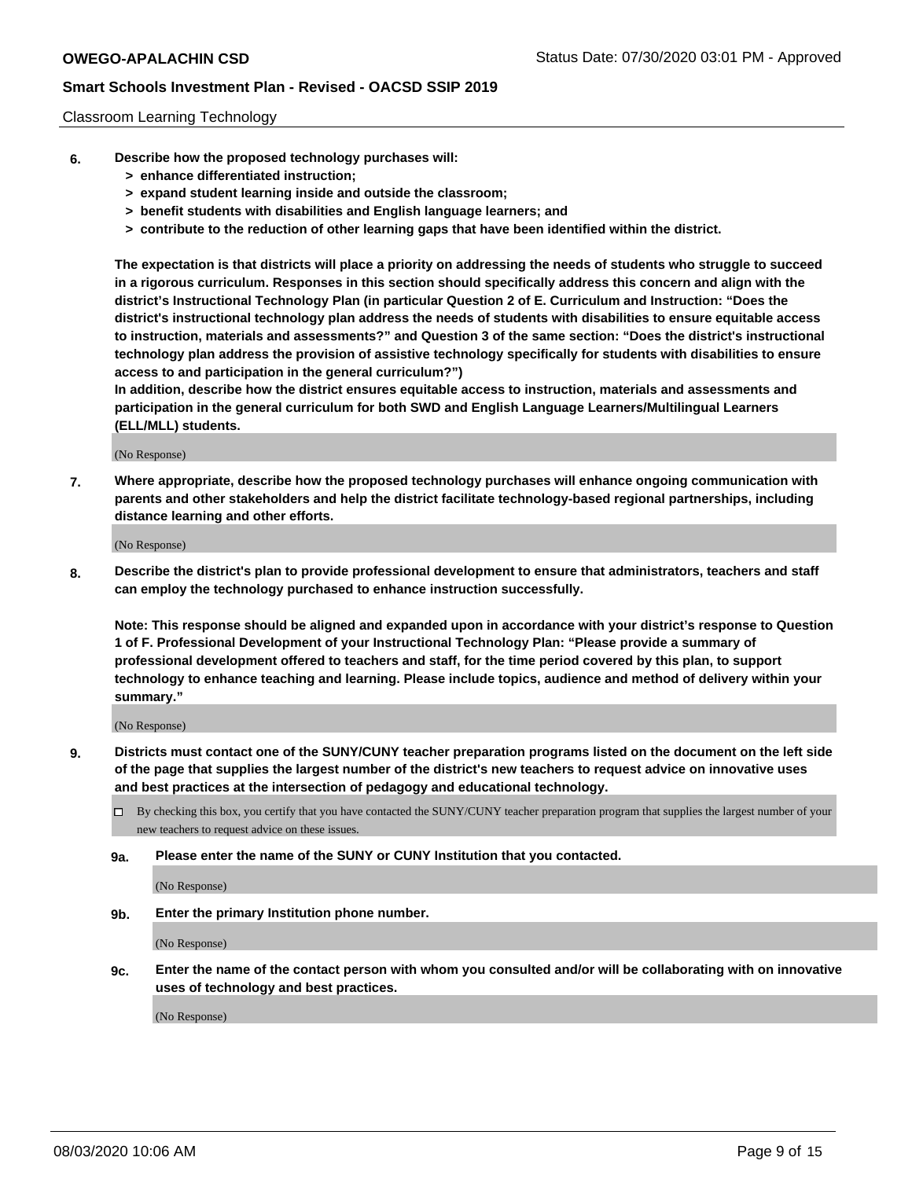Classroom Learning Technology

**6. Describe how the proposed technology purchases will:**
   - **> enhance differentiated instruction;**
   - **> expand student learning inside and outside the classroom;**
   - **> benefit students with disabilities and English language learners; and**
   - **> contribute to the reduction of other learning gaps that have been identified within the district.**

**The expectation is that districts will place a priority on addressing the needs of students who struggle to succeed in a rigorous curriculum. Responses in this section should specifically address this concern and align with the district's Instructional Technology Plan (in particular Question 2 of E. Curriculum and Instruction: "Does the district's instructional technology plan address the needs of students with disabilities to ensure equitable access to instruction, materials and assessments?" and Question 3 of the same section: "Does the district's instructional technology plan address the provision of assistive technology specifically for students with disabilities to ensure access to and participation in the general curriculum?")**

**In addition, describe how the district ensures equitable access to instruction, materials and assessments and participation in the general curriculum for both SWD and English Language Learners/Multilingual Learners (ELL/MLL) students.**

(No Response)

**7. Where appropriate, describe how the proposed technology purchases will enhance ongoing communication with parents and other stakeholders and help the district facilitate technology-based regional partnerships, including distance learning and other efforts.**

(No Response)

**8. Describe the district's plan to provide professional development to ensure that administrators, teachers and staff can employ the technology purchased to enhance instruction successfully.**

**Note: This response should be aligned and expanded upon in accordance with your district's response to Question 1 of F. Professional Development of your Instructional Technology Plan: "Please provide a summary of professional development offered to teachers and staff, for the time period covered by this plan, to support technology to enhance teaching and learning. Please include topics, audience and method of delivery within your summary."**

(No Response)

**9. Districts must contact one of the SUNY/CUNY teacher preparation programs listed on the document on the left side of the page that supplies the largest number of the district's new teachers to request advice on innovative uses and best practices at the intersection of pedagogy and educational technology.**

☐ By checking this box, you certify that you have contacted the SUNY/CUNY teacher preparation program that supplies the largest number of your new teachers to request advice on these issues.

**9a. Please enter the name of the SUNY or CUNY Institution that you contacted.**

(No Response)

**9b. Enter the primary Institution phone number.**

(No Response)

**9c. Enter the name of the contact person with whom you consulted and/or will be collaborating with on innovative uses of technology and best practices.**

(No Response)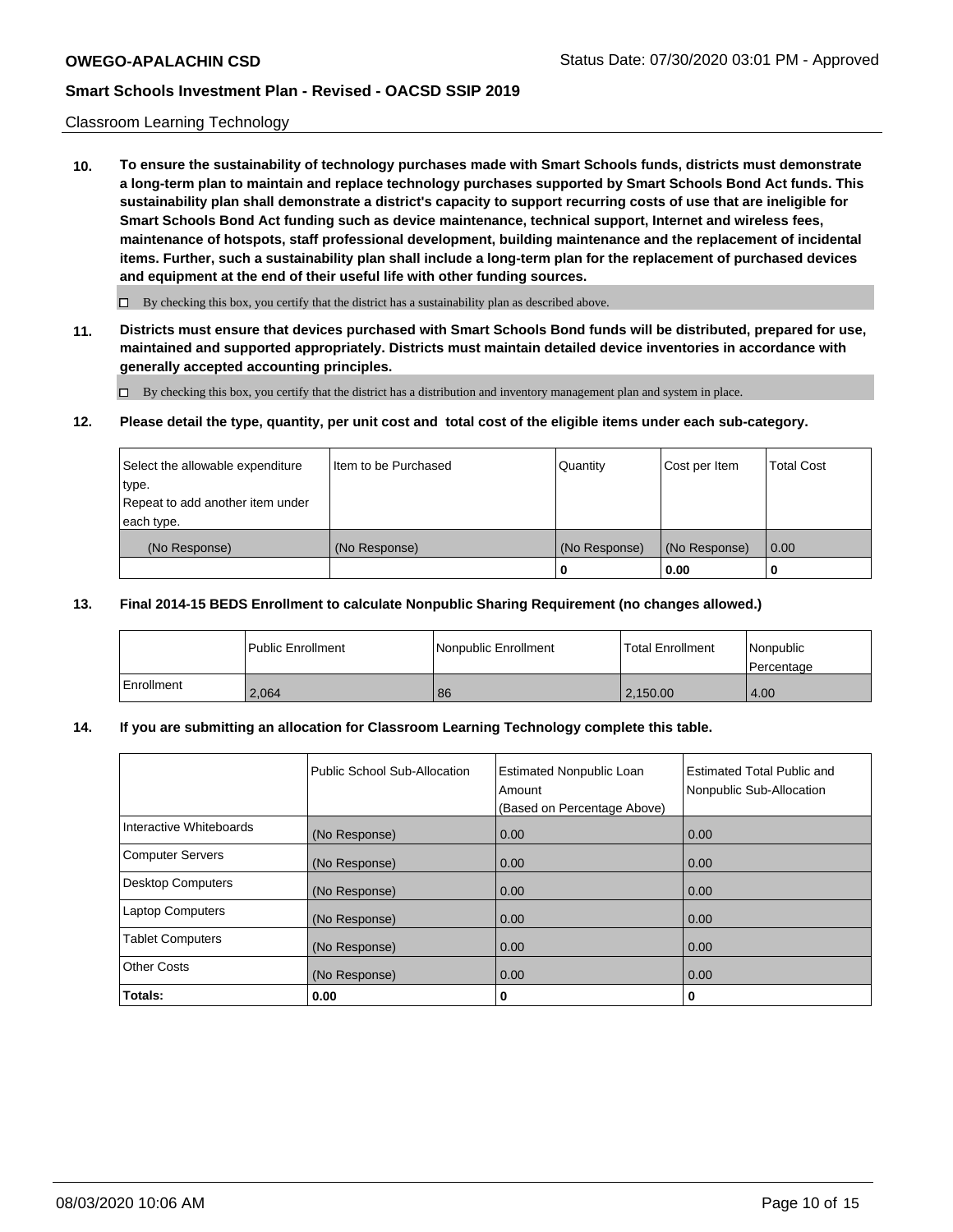Classroom Learning Technology

**10. To ensure the sustainability of technology purchases made with Smart Schools funds, districts must demonstrate a long-term plan to maintain and replace technology purchases supported by Smart Schools Bond Act funds. This sustainability plan shall demonstrate a district's capacity to support recurring costs of use that are ineligible for Smart Schools Bond Act funding such as device maintenance, technical support, Internet and wireless fees, maintenance of hotspots, staff professional development, building maintenance and the replacement of incidental items. Further, such a sustainability plan shall include a long-term plan for the replacement of purchased devices and equipment at the end of their useful life with other funding sources.**

☐ By checking this box, you certify that the district has a sustainability plan as described above.

**11. Districts must ensure that devices purchased with Smart Schools Bond funds will be distributed, prepared for use, maintained and supported appropriately. Districts must maintain detailed device inventories in accordance with generally accepted accounting principles.**

☐ By checking this box, you certify that the district has a distribution and inventory management plan and system in place.

**12. Please detail the type, quantity, per unit cost and total cost of the eligible items under each sub-category.**

| Select the allowable expenditure type. Repeat to add another item under each type. | Item to be Purchased | Quantity | Cost per Item | Total Cost |
|---|---|---|---|---|
| (No Response) | (No Response) | (No Response) | (No Response) | 0.00 |
| | | **0** | **0.00** | **0** |

**13. Final 2014-15 BEDS Enrollment to calculate Nonpublic Sharing Requirement (no changes allowed.)**

| | Public Enrollment | Nonpublic Enrollment | Total Enrollment | Nonpublic Percentage |
|---|---|---|---|---|
| Enrollment | 2,064 | 86 | 2,150.00 | 4.00 |

**14. If you are submitting an allocation for Classroom Learning Technology complete this table.**

| | Public School Sub-Allocation | Estimated Nonpublic Loan Amount (Based on Percentage Above) | Estimated Total Public and Nonpublic Sub-Allocation |
|---|---|---|---|
| Interactive Whiteboards | (No Response) | 0.00 | 0.00 |
| Computer Servers | (No Response) | 0.00 | 0.00 |
| Desktop Computers | (No Response) | 0.00 | 0.00 |
| Laptop Computers | (No Response) | 0.00 | 0.00 |
| Tablet Computers | (No Response) | 0.00 | 0.00 |
| Other Costs | (No Response) | 0.00 | 0.00 |
| **Totals:** | **0.00** | **0** | **0** |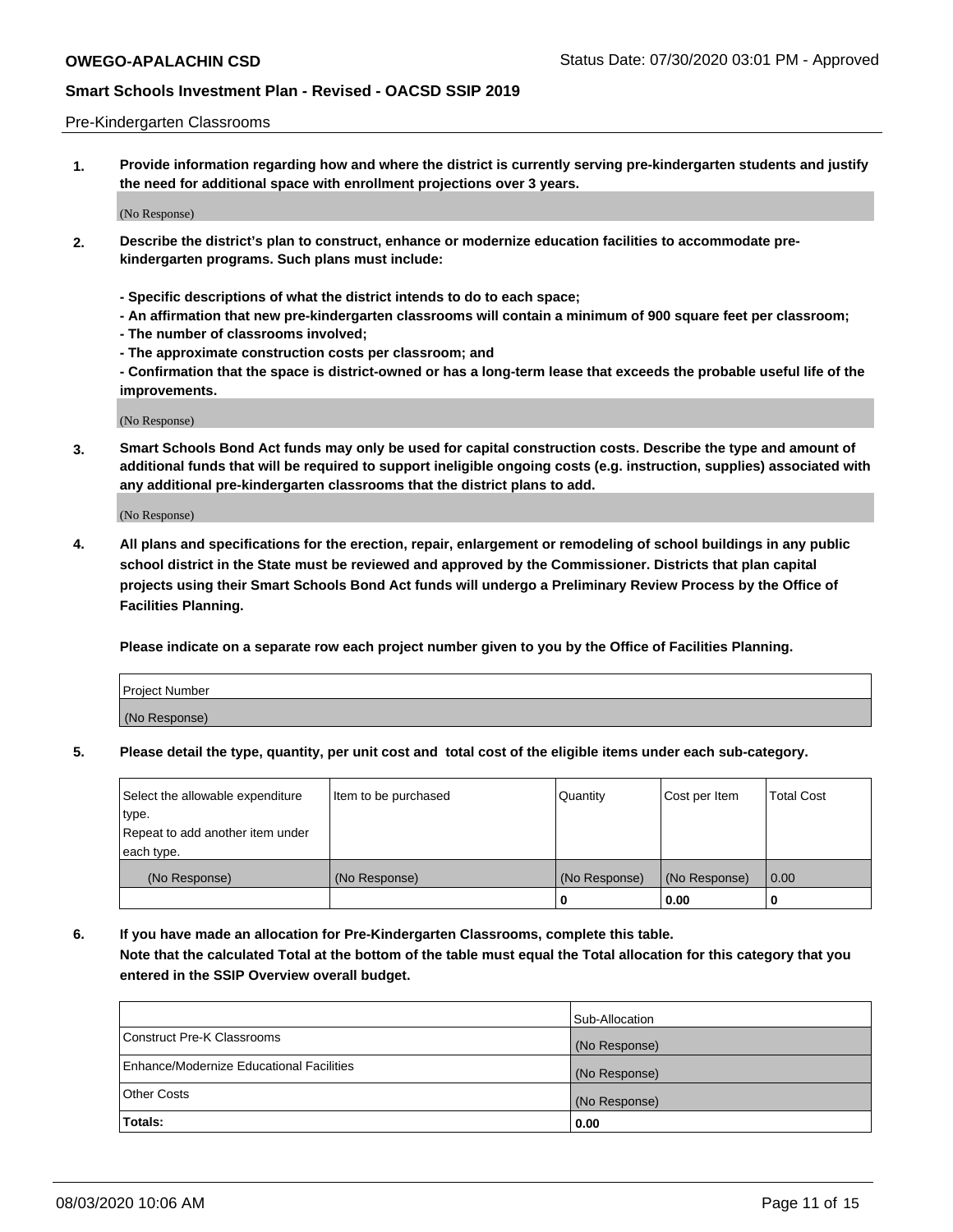Pre-Kindergarten Classrooms

**1. Provide information regarding how and where the district is currently serving pre-kindergarten students and justify the need for additional space with enrollment projections over 3 years.**

(No Response)

**2. Describe the district's plan to construct, enhance or modernize education facilities to accommodate pre-kindergarten programs. Such plans must include:**

**- Specific descriptions of what the district intends to do to each space;**
**- An affirmation that new pre-kindergarten classrooms will contain a minimum of 900 square feet per classroom;**
**- The number of classrooms involved;**
**- The approximate construction costs per classroom; and**
**- Confirmation that the space is district-owned or has a long-term lease that exceeds the probable useful life of the improvements.**

(No Response)

**3. Smart Schools Bond Act funds may only be used for capital construction costs. Describe the type and amount of additional funds that will be required to support ineligible ongoing costs (e.g. instruction, supplies) associated with any additional pre-kindergarten classrooms that the district plans to add.**

(No Response)

**4. All plans and specifications for the erection, repair, enlargement or remodeling of school buildings in any public school district in the State must be reviewed and approved by the Commissioner. Districts that plan capital projects using their Smart Schools Bond Act funds will undergo a Preliminary Review Process by the Office of Facilities Planning.**

**Please indicate on a separate row each project number given to you by the Office of Facilities Planning.**

| Project Number |
|---|
| (No Response) |

**5. Please detail the type, quantity, per unit cost and total cost of the eligible items under each sub-category.**

| Select the allowable expenditure type. Repeat to add another item under each type. | Item to be purchased | Quantity | Cost per Item | Total Cost |
|---|---|---|---|---|
| (No Response) | (No Response) | (No Response) | (No Response) | 0.00 |
| | | 0 | 0.00 | 0 |

**6. If you have made an allocation for Pre-Kindergarten Classrooms, complete this table.**
**Note that the calculated Total at the bottom of the table must equal the Total allocation for this category that you entered in the SSIP Overview overall budget.**

| | Sub-Allocation |
|---|---|
| Construct Pre-K Classrooms | (No Response) |
| Enhance/Modernize Educational Facilities | (No Response) |
| Other Costs | (No Response) |
| **Totals:** | **0.00** |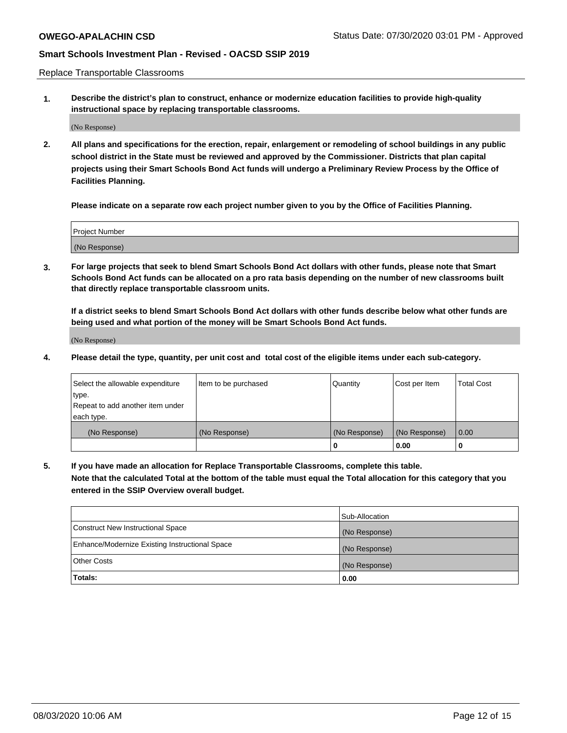Replace Transportable Classrooms

**1. Describe the district's plan to construct, enhance or modernize education facilities to provide high-quality instructional space by replacing transportable classrooms.**

(No Response)

**2. All plans and specifications for the erection, repair, enlargement or remodeling of school buildings in any public school district in the State must be reviewed and approved by the Commissioner. Districts that plan capital projects using their Smart Schools Bond Act funds will undergo a Preliminary Review Process by the Office of Facilities Planning.**

**Please indicate on a separate row each project number given to you by the Office of Facilities Planning.**

| Project Number |
|---|
| (No Response) |

**3. For large projects that seek to blend Smart Schools Bond Act dollars with other funds, please note that Smart Schools Bond Act funds can be allocated on a pro rata basis depending on the number of new classrooms built that directly replace transportable classroom units.**

**If a district seeks to blend Smart Schools Bond Act dollars with other funds describe below what other funds are being used and what portion of the money will be Smart Schools Bond Act funds.**

(No Response)

**4. Please detail the type, quantity, per unit cost and total cost of the eligible items under each sub-category.**

| Select the allowable expenditure type. Repeat to add another item under each type. | Item to be purchased | Quantity | Cost per Item | Total Cost |
|---|---|---|---|---|
| (No Response) | (No Response) | (No Response) | (No Response) | 0.00 |
| | | 0 | 0.00 | 0 |

**5. If you have made an allocation for Replace Transportable Classrooms, complete this table. Note that the calculated Total at the bottom of the table must equal the Total allocation for this category that you entered in the SSIP Overview overall budget.**

| | Sub-Allocation |
|---|---|
| Construct New Instructional Space | (No Response) |
| Enhance/Modernize Existing Instructional Space | (No Response) |
| Other Costs | (No Response) |
| **Totals:** | **0.00** |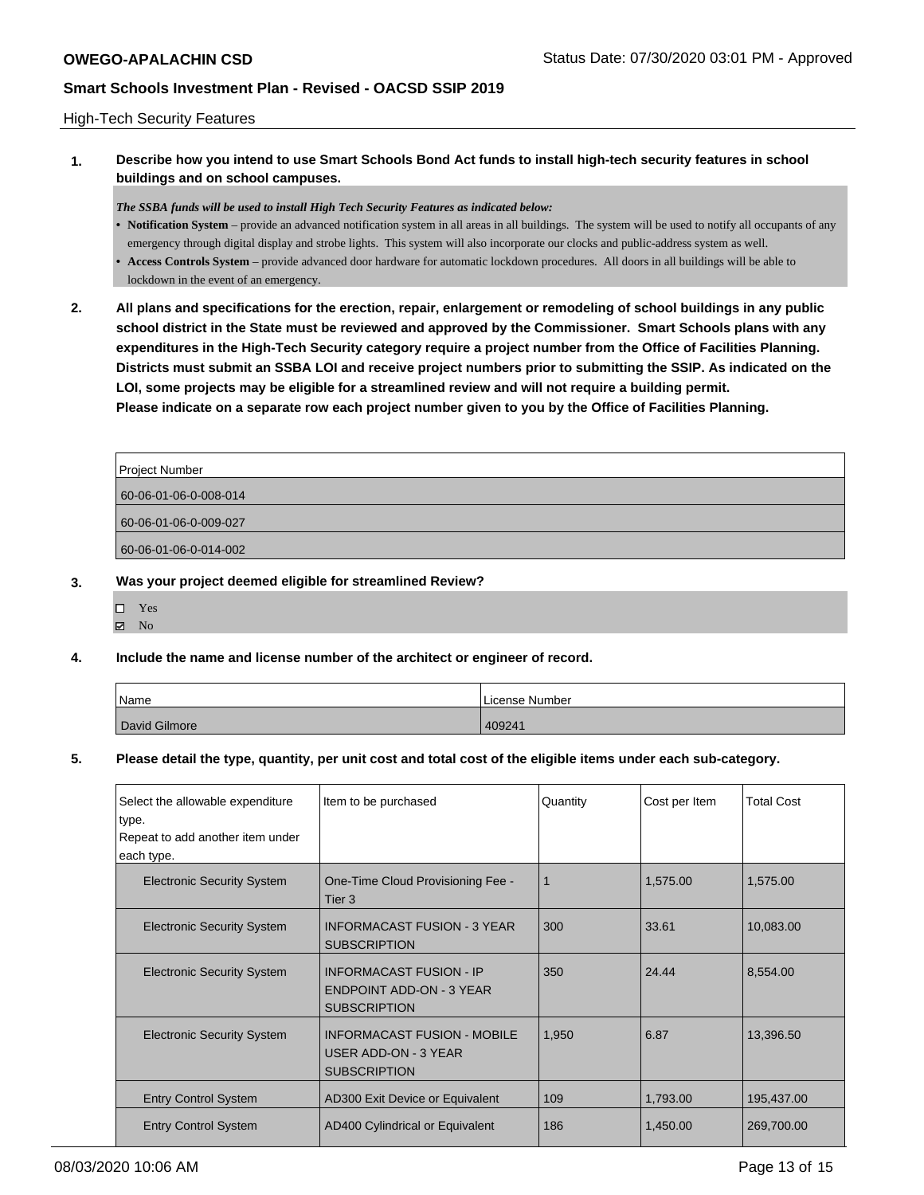High-Tech Security Features

**1. Describe how you intend to use Smart Schools Bond Act funds to install high-tech security features in school buildings and on school campuses.**

***The SSBA funds will be used to install High Tech Security Features as indicated below:***

- **Notification System** – provide an advanced notification system in all areas in all buildings. The system will be used to notify all occupants of any emergency through digital display and strobe lights. This system will also incorporate our clocks and public-address system as well.
- **Access Controls System** – provide advanced door hardware for automatic lockdown procedures. All doors in all buildings will be able to lockdown in the event of an emergency.

**2. All plans and specifications for the erection, repair, enlargement or remodeling of school buildings in any public school district in the State must be reviewed and approved by the Commissioner. Smart Schools plans with any expenditures in the High-Tech Security category require a project number from the Office of Facilities Planning. Districts must submit an SSBA LOI and receive project numbers prior to submitting the SSIP. As indicated on the LOI, some projects may be eligible for a streamlined review and will not require a building permit. Please indicate on a separate row each project number given to you by the Office of Facilities Planning.**

| Project Number |
|---|
| 60-06-01-06-0-008-014 |
| 60-06-01-06-0-009-027 |
| 60-06-01-06-0-014-002 |

**3. Was your project deemed eligible for streamlined Review?**

- ☐ Yes
- ☑ No

**4. Include the name and license number of the architect or engineer of record.**

| Name | License Number |
|---|---|
| David Gilmore | 409241 |

**5. Please detail the type, quantity, per unit cost and total cost of the eligible items under each sub-category.**

| Select the allowable expenditure type. Repeat to add another item under each type. | Item to be purchased | Quantity | Cost per Item | Total Cost |
|---|---|---|---|---|
| Electronic Security System | One-Time Cloud Provisioning Fee - Tier 3 | 1 | 1,575.00 | 1,575.00 |
| Electronic Security System | INFORMACAST FUSION - 3 YEAR SUBSCRIPTION | 300 | 33.61 | 10,083.00 |
| Electronic Security System | INFORMACAST FUSION - IP ENDPOINT ADD-ON - 3 YEAR SUBSCRIPTION | 350 | 24.44 | 8,554.00 |
| Electronic Security System | INFORMACAST FUSION - MOBILE USER ADD-ON - 3 YEAR SUBSCRIPTION | 1,950 | 6.87 | 13,396.50 |
| Entry Control System | AD300 Exit Device or Equivalent | 109 | 1,793.00 | 195,437.00 |
| Entry Control System | AD400 Cylindrical or Equivalent | 186 | 1,450.00 | 269,700.00 |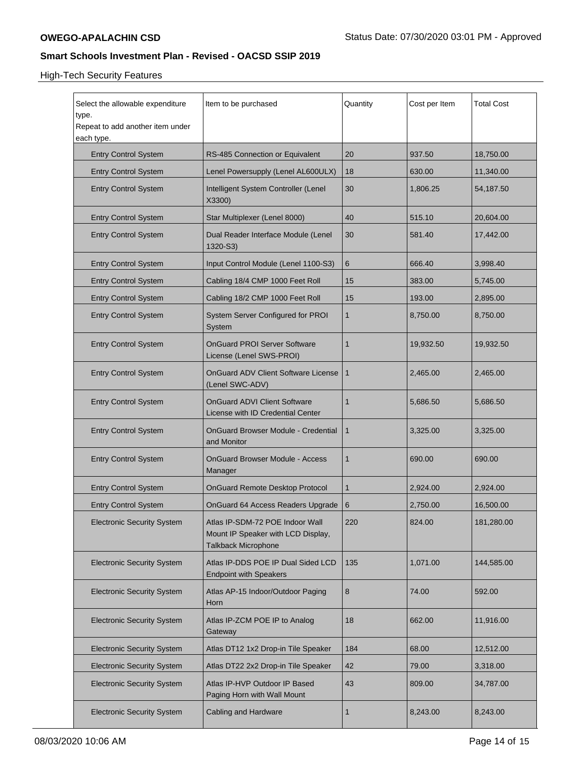High-Tech Security Features

| Select the allowable expenditure type.<br>Repeat to add another item under each type. | Item to be purchased | Quantity | Cost per Item | Total Cost |
|---|---|---|---|---|
| Entry Control System | RS-485 Connection or Equivalent | 20 | 937.50 | 18,750.00 |
| Entry Control System | Lenel Powersupply (Lenel AL600ULX) | 18 | 630.00 | 11,340.00 |
| Entry Control System | Intelligent System Controller (Lenel X3300) | 30 | 1,806.25 | 54,187.50 |
| Entry Control System | Star Multiplexer (Lenel 8000) | 40 | 515.10 | 20,604.00 |
| Entry Control System | Dual Reader Interface Module (Lenel 1320-S3) | 30 | 581.40 | 17,442.00 |
| Entry Control System | Input Control Module (Lenel 1100-S3) | 6 | 666.40 | 3,998.40 |
| Entry Control System | Cabling 18/4 CMP 1000 Feet Roll | 15 | 383.00 | 5,745.00 |
| Entry Control System | Cabling 18/2 CMP 1000 Feet Roll | 15 | 193.00 | 2,895.00 |
| Entry Control System | System Server Configured for PROI System | 1 | 8,750.00 | 8,750.00 |
| Entry Control System | OnGuard PROI Server Software License (Lenel SWS-PROI) | 1 | 19,932.50 | 19,932.50 |
| Entry Control System | OnGuard ADV Client Software License (Lenel SWC-ADV) | 1 | 2,465.00 | 2,465.00 |
| Entry Control System | OnGuard ADVI Client Software License with ID Credential Center | 1 | 5,686.50 | 5,686.50 |
| Entry Control System | OnGuard Browser Module - Credential and Monitor | 1 | 3,325.00 | 3,325.00 |
| Entry Control System | OnGuard Browser Module - Access Manager | 1 | 690.00 | 690.00 |
| Entry Control System | OnGuard Remote Desktop Protocol | 1 | 2,924.00 | 2,924.00 |
| Entry Control System | OnGuard 64 Access Readers Upgrade | 6 | 2,750.00 | 16,500.00 |
| Electronic Security System | Atlas IP-SDM-72 POE Indoor Wall Mount IP Speaker with LCD Display, Talkback Microphone | 220 | 824.00 | 181,280.00 |
| Electronic Security System | Atlas IP-DDS POE IP Dual Sided LCD Endpoint with Speakers | 135 | 1,071.00 | 144,585.00 |
| Electronic Security System | Atlas AP-15 Indoor/Outdoor Paging Horn | 8 | 74.00 | 592.00 |
| Electronic Security System | Atlas IP-ZCM POE IP to Analog Gateway | 18 | 662.00 | 11,916.00 |
| Electronic Security System | Atlas DT12 1x2 Drop-in Tile Speaker | 184 | 68.00 | 12,512.00 |
| Electronic Security System | Atlas DT22 2x2 Drop-in Tile Speaker | 42 | 79.00 | 3,318.00 |
| Electronic Security System | Atlas IP-HVP Outdoor IP Based Paging Horn with Wall Mount | 43 | 809.00 | 34,787.00 |
| Electronic Security System | Cabling and Hardware | 1 | 8,243.00 | 8,243.00 |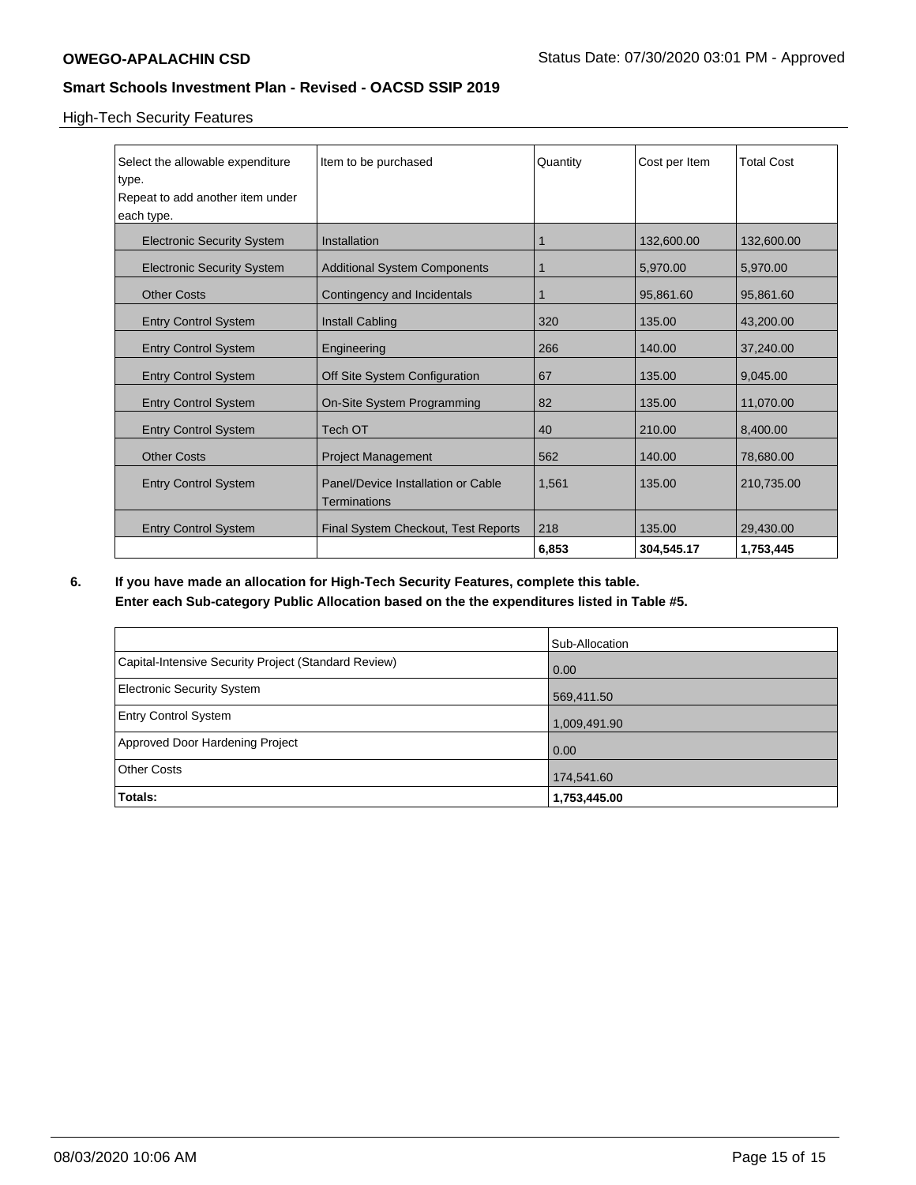**OWEGO-APALACHIN CSD** Status Date: 07/30/2020 03:01 PM - Approved

**Smart Schools Investment Plan - Revised - OACSD SSIP 2019**

High-Tech Security Features

| Select the allowable expenditure type. Repeat to add another item under each type. | Item to be purchased | Quantity | Cost per Item | Total Cost |
|---|---|---|---|---|
| Electronic Security System | Installation | 1 | 132,600.00 | 132,600.00 |
| Electronic Security System | Additional System Components | 1 | 5,970.00 | 5,970.00 |
| Other Costs | Contingency and Incidentals | 1 | 95,861.60 | 95,861.60 |
| Entry Control System | Install Cabling | 320 | 135.00 | 43,200.00 |
| Entry Control System | Engineering | 266 | 140.00 | 37,240.00 |
| Entry Control System | Off Site System Configuration | 67 | 135.00 | 9,045.00 |
| Entry Control System | On-Site System Programming | 82 | 135.00 | 11,070.00 |
| Entry Control System | Tech OT | 40 | 210.00 | 8,400.00 |
| Other Costs | Project Management | 562 | 140.00 | 78,680.00 |
| Entry Control System | Panel/Device Installation or Cable Terminations | 1,561 | 135.00 | 210,735.00 |
| Entry Control System | Final System Checkout, Test Reports | 218 | 135.00 | 29,430.00 |
| | | **6,853** | **304,545.17** | **1,753,445** |

**6. If you have made an allocation for High-Tech Security Features, complete this table.**
**Enter each Sub-category Public Allocation based on the the expenditures listed in Table #5.**

| | Sub-Allocation |
|---|---|
| Capital-Intensive Security Project (Standard Review) | 0.00 |
| Electronic Security System | 569,411.50 |
| Entry Control System | 1,009,491.90 |
| Approved Door Hardening Project | 0.00 |
| Other Costs | 174,541.60 |
| **Totals:** | **1,753,445.00** |

08/03/2020 10:06 AM